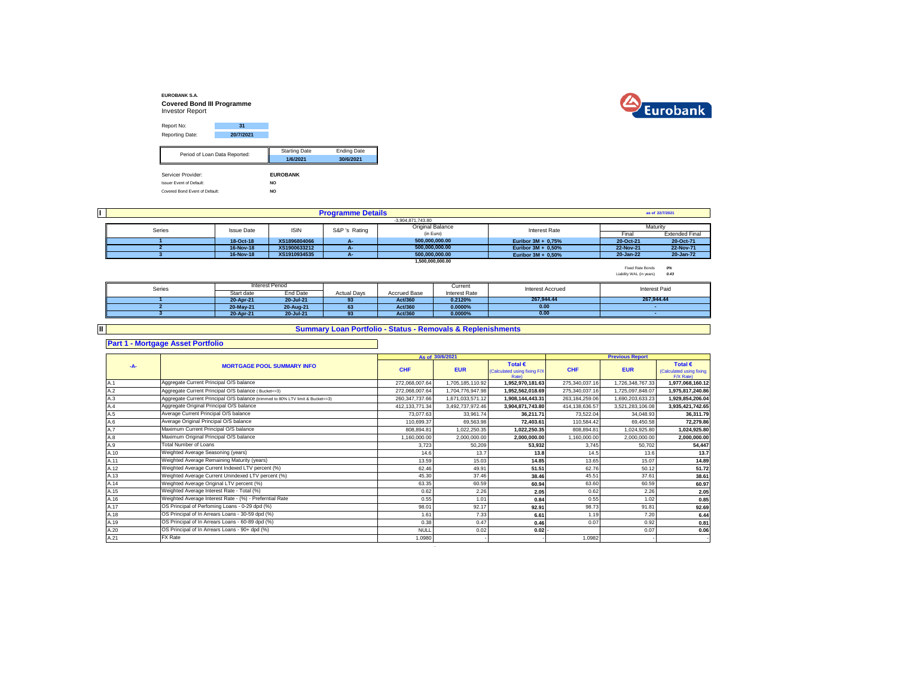**EUROBANK S.A.**

**Covered Bond III Programme**

Investor Report

| Report No: | 31 |
|---|---|
| Reporting Date: | 20/7/2021 |

| Period of Loan Data Reported: | Starting Date | Ending Date |
|---|---|---|
| | 1/6/2021 | 30/6/2021 |

Servicer Provider: **EUROBANK**

Issuer Event of Default: **NO**

Covered Bond Event of Default: **NO**

## I Programme Details

as of 22/7/2021

-3,904,871,743.80

| Series | Issue Date | ISIN | S&P 's Rating | Original Balance (in Euro) | Interest Rate | Maturity Final | Maturity Extended Final |
|---|---|---|---|---|---|---|---|
| 1 | 18-Oct-18 | XS1896804066 | A- | 500,000,000.00 | Euribor 3M + 0,75% | 20-Oct-21 | 20-Oct-71 |
| 2 | 16-Nov-18 | XS1900633212 | A- | 500,000,000.00 | Euribor 3M + 0,50% | 22-Nov-21 | 22-Nov-71 |
| 3 | 16-Nov-18 | XS1910934535 | A- | 500,000,000.00 | Euribor 3M + 0,50% | 20-Jan-22 | 20-Jan-72 |
| | | | | 1,500,000,000.00 | | | |

Fixed Rate Bonds *0%*

Liability WAL (in years) *0.43*

| Series | Interest Period Start date | Interest Period End Date | Actual Days | Accrued Base | Current Interest Rate | Interest Accrued | Interest Paid |
|---|---|---|---|---|---|---|---|
| 1 | 20-Apr-21 | 20-Jul-21 | 93 | Act/360 | 0.2120% | 267,944.44 | 267,944.44 |
| 2 | 20-May-21 | 20-Aug-21 | 63 | Act/360 | 0.0000% | 0.00 | - |
| 3 | 20-Apr-21 | 20-Jul-21 | 93 | Act/360 | 0.0000% | 0.00 | - |

## II Summary Loan Portfolio - Status - Removals & Replenishments

### Part 1 - Mortgage Asset Portfolio

| -A- | MORTGAGE POOL SUMMARY INFO | As of 30/6/2021 CHF | EUR | Total € (Calculated using fixing F/X Rate) | Previous Report CHF | EUR | Total € (Calculated using fixing F/X Rate) |
|---|---|---|---|---|---|---|---|
| A.1 | Aggregate Current Principal O/S balance | 272,068,007.64 | 1,705,185,110.92 | 1,952,970,181.63 | 275,340,037.16 | 1,726,348,767.33 | 1,977,068,160.12 |
| A.2 | Aggregate Current Principal O/S balance ( Bucket<=3) | 272,068,007.64 | 1,704,776,947.98 | 1,952,562,018.69 | 275,340,037.16 | 1,725,097,848.07 | 1,975,817,240.86 |
| A.3 | Aggregate Current Principal O/S balance (trimmed to 80% LTV limit & Bucket<=3) | 260,347,737.66 | 1,671,033,571.12 | 1,908,144,443.31 | 263,184,259.06 | 1,690,203,633.23 | 1,929,854,206.04 |
| A.4 | Aggregate Original Principal O/S balance | 412,133,771.34 | 3,492,737,972.46 | 3,904,871,743.80 | 414,138,636.57 | 3,521,283,106.08 | 3,935,421,742.65 |
| A.5 | Average Current Principal O/S balance | 73,077.63 | 33,961.74 | 36,211.71 | 73,522.04 | 34,048.93 | 36,311.79 |
| A.6 | Average Original Principal O/S balance | 110,699.37 | 69,563.98 | 72,403.61 | 110,584.42 | 69,450.58 | 72,279.86 |
| A.7 | Maximum Current Principal O/S balance | 808,894.81 | 1,022,250.35 | 1,022,250.35 | 808,894.81 | 1,024,925.80 | 1,024,925.80 |
| A.8 | Maximum Original Principal O/S balance | 1,160,000.00 | 2,000,000.00 | 2,000,000.00 | 1,160,000.00 | 2,000,000.00 | 2,000,000.00 |
| A.9 | Total Number of Loans | 3,723 | 50,209 | 53,932 | 3,745 | 50,702 | 54,447 |
| A.10 | Weighted Average Seasoning (years) | 14.6 | 13.7 | 13.8 | 14.5 | 13.6 | 13.7 |
| A.11 | Weighted Average Remaining Maturity (years) | 13.59 | 15.03 | 14.85 | 13.65 | 15.07 | 14.89 |
| A.12 | Weighted Average Current Indexed LTV percent (%) | 62.46 | 49.91 | 51.51 | 62.76 | 50.12 | 51.72 |
| A.13 | Weighted Average Current Unindexed LTV percent (%) | 45.30 | 37.46 | 38.46 | 45.51 | 37.61 | 38.61 |
| A.14 | Weighted Average Original LTV percent (%) | 63.35 | 60.59 | 60.94 | 63.60 | 60.59 | 60.97 |
| A.15 | Weighted Average Interest Rate - Total (%) | 0.62 | 2.26 | 2.05 | 0.62 | 2.26 | 2.05 |
| A.16 | Weighted Average Interest Rate - (%) - Preferntial Rate | 0.55 | 1.01 | 0.84 | 0.55 | 1.02 | 0.85 |
| A.17 | OS Principal of Perfoming Loans - 0-29 dpd (%) | 98.01 | 92.17 | 92.91 | 98.73 | 91.81 | 92.69 |
| A.18 | OS Principal of In Arrears Loans - 30-59 dpd (%) | 1.61 | 7.33 | 6.61 | 1.19 | 7.20 | 6.44 |
| A.19 | OS Principal of In Arrears Loans - 60-89 dpd (%) | 0.38 | 0.47 | 0.46 | 0.07 | 0.92 | 0.81 |
| A.20 | OS Principal of In Arrears Loans - 90+ dpd (%) | NULL | 0.02 | 0.02 | - | 0.07 | 0.06 |
| A.21 | FX Rate | 1.0980 | - | - | 1.0982 | - | - |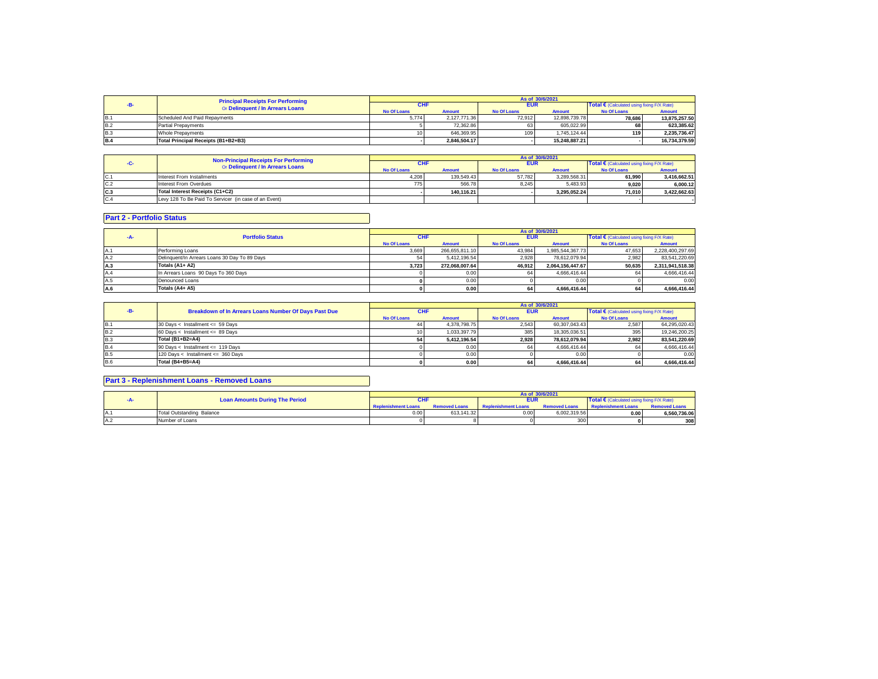| -B- | Principal Receipts For Performing Or Delinquent / In Arrears Loans | As of 30/6/2021 | | | | | |
|---|---|---|---|---|---|---|---|
| | | CHF | | EUR | | Total € (Calculated using fixing F/X Rate) | |
| | | No Of Loans | Amount | No Of Loans | Amount | No Of Loans | Amount |
| B.1 | Scheduled And Paid Repayments | 5,774 | 2,127,771.36 | 72,912 | 12,898,739.78 | 78,686 | 13,875,257.50 |
| B.2 | Partial Prepayments | 5 | 72,362.86 | 63 | 605,022.99 | 68 | 623,385.62 |
| B.3 | Whole Prepayments | 10 | 646,369.95 | 109 | 1,745,124.44 | 119 | 2,235,736.47 |
| B.4 | Total Principal Receipts (B1+B2+B3) | - | 2,846,504.17 | - | 15,248,887.21 | - | 16,734,379.59 |

| -C- | Non-Principal Receipts For Performing Or Delinquent / In Arrears Loans | As of 30/6/2021 | | | | | |
|---|---|---|---|---|---|---|---|
| | | CHF | | EUR | | Total € (Calculated using fixing F/X Rate) | |
| | | No Of Loans | Amount | No Of Loans | Amount | No Of Loans | Amount |
| C.1 | Interest From Installments | 4,208 | 139,549.43 | 57,782 | 3,289,568.31 | 61,990 | 3,416,662.51 |
| C.2 | Interest From Overdues | 775 | 566.78 | 8,245 | 5,483.93 | 9,020 | 6,000.12 |
| C.3 | Total Interest Receipts (C1+C2) | - | 140,116.21 | - | 3,295,052.24 | 71,010 | 3,422,662.63 |
| C.4 | Levy 128 To Be Paid To Servicer (in case of an Event) | | | | | - | - |

## Part 2 - Portfolio Status

| -A- | Portfolio Status | As of 30/6/2021 | | | | | |
|---|---|---|---|---|---|---|---|
| | | CHF | | EUR | | Total € (Calculated using fixing F/X Rate) | |
| | | No Of Loans | Amount | No Of Loans | Amount | No Of Loans | Amount |
| A.1 | Performing Loans | 3,669 | 266,655,811.10 | 43,984 | 1,985,544,367.73 | 47,653 | 2,228,400,297.69 |
| A.2 | Delinquent/In Arrears Loans 30 Day To 89 Days | 54 | 5,412,196.54 | 2,928 | 78,612,079.94 | 2,982 | 83,541,220.69 |
| A.3 | Totals (A1+ A2) | 3,723 | 272,068,007.64 | 46,912 | 2,064,156,447.67 | 50,635 | 2,311,941,518.38 |
| A.4 | In Arrears Loans 90 Days To 360 Days | 0 | 0.00 | 64 | 4,666,416.44 | 64 | 4,666,416.44 |
| A.5 | Denounced Loans | 0 | 0.00 | 0 | 0.00 | 0 | 0.00 |
| A.6 | Totals (A4+ A5) | 0 | 0.00 | 64 | 4,666,416.44 | 64 | 4,666,416.44 |

| -B- | Breakdown of In Arrears Loans Number Of Days Past Due | As of 30/6/2021 | | | | | |
|---|---|---|---|---|---|---|---|
| | | CHF | | EUR | | Total € (Calculated using fixing F/X Rate) | |
| | | No Of Loans | Amount | No Of Loans | Amount | No Of Loans | Amount |
| B.1 | 30 Days < Installment <= 59 Days | 44 | 4,378,798.75 | 2,543 | 60,307,043.43 | 2,587 | 64,295,020.43 |
| B.2 | 60 Days < Installment <= 89 Days | 10 | 1,033,397.79 | 385 | 18,305,036.51 | 395 | 19,246,200.25 |
| B.3 | Total (B1+B2=A4) | 54 | 5,412,196.54 | 2,928 | 78,612,079.94 | 2,982 | 83,541,220.69 |
| B.4 | 90 Days < Installment <= 119 Days | 0 | 0.00 | 64 | 4,666,416.44 | 64 | 4,666,416.44 |
| B.5 | 120 Days < Installment <= 360 Days | 0 | 0.00 | 0 | 0.00 | 0 | 0.00 |
| B.6 | Total (B4+B5=A4) | 0 | 0.00 | 64 | 4,666,416.44 | 64 | 4,666,416.44 |

## Part 3 - Replenishment Loans - Removed Loans

| -A- | Loan Amounts During The Period | As of 30/6/2021 | | | | | |
|---|---|---|---|---|---|---|---|
| | | CHF | | EUR | | Total € (Calculated using fixing F/X Rate) | |
| | | Replenishment Loans | Removed Loans | Replenishment Loans | Removed Loans | Replenishment Loans | Removed Loans |
| A.1 | Total Outstanding Balance | 0.00 | 613,141.32 | 0.00 | 6,002,319.56 | 0.00 | 6,560,736.06 |
| A.2 | Number of Loans | 0 | 8 | 0 | 300 | 0 | 308 |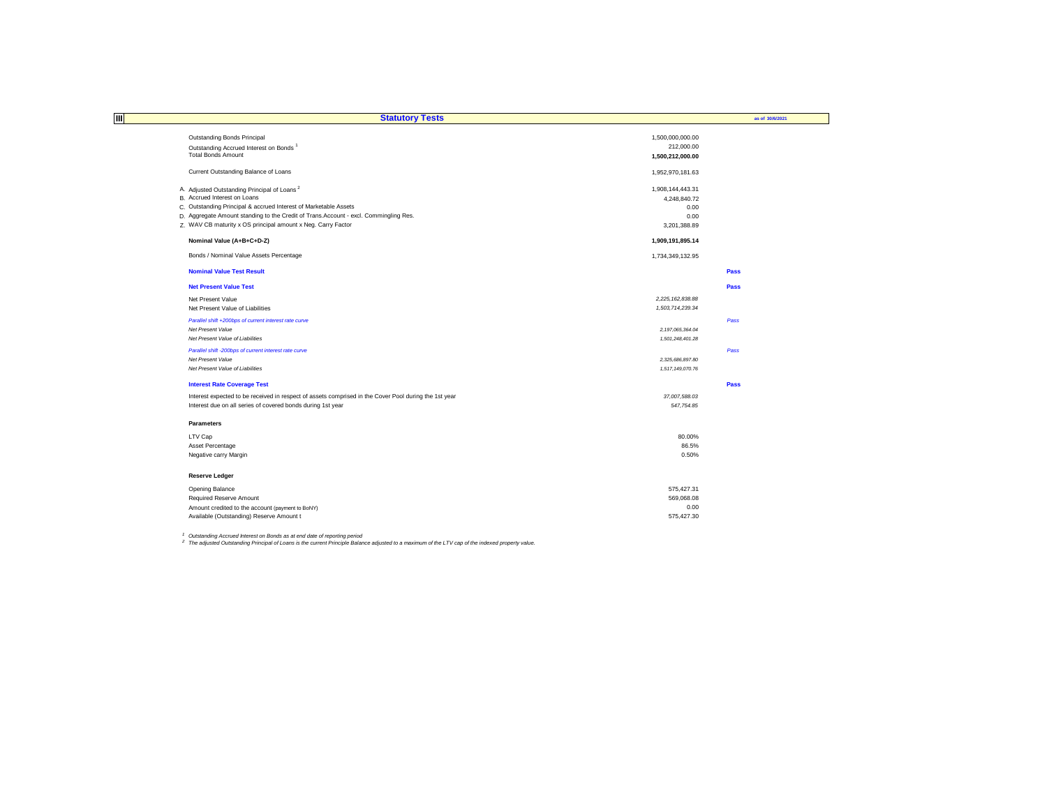## III Statistical Tests — Statutory Tests

as of 30/6/2021

| | | |
|---|---|---|
| Outstanding Bonds Principal | 1,500,000,000.00 | |
| Outstanding Accrued Interest on Bonds [1] | 212,000.00 | |
| Total Bonds Amount | **1,500,212,000.00** | |
| | | |
| Current Outstanding Balance of Loans | 1,952,970,181.63 | |
| | | |
| A. Adjusted Outstanding Principal of Loans [2] | 1,908,144,443.31 | |
| B. Accrued Interest on Loans | 4,248,840.72 | |
| C. Outstanding Principal & accrued Interest of Marketable Assets | 0.00 | |
| D. Aggregate Amount standing to the Credit of Trans.Account - excl. Commingling Res. | 0.00 | |
| Z. WAV CB maturity x OS principal amount x Neg. Carry Factor | 3,201,388.89 | |
| | | |
| **Nominal Value (A+B+C+D-Z)** | **1,909,191,895.14** | |
| | | |
| Bonds / Nominal Value Assets Percentage | 1,734,349,132.95 | |
| | | |
| **Nominal Value Test Result** | | **Pass** |
| | | |
| **Net Present Value Test** | | **Pass** |
| Net Present Value | *2,225,162,838.88* | |
| Net Present Value of Liabilities | *1,503,714,239.34* | |
| *Parallel shift +200bps of current interest rate curve* | | *Pass* |
| *Net Present Value* | *2,197,065,364.04* | |
| *Net Present Value of Liabilities* | *1,501,248,401.28* | |
| *Parallel shift -200bps of current interest rate curve* | | *Pass* |
| *Net Present Value* | *2,325,686,897.80* | |
| *Net Present Value of Liabilities* | *1,517,149,070.76* | |
| | | |
| **Interest Rate Coverage Test** | | **Pass** |
| Interest expected to be received in respect of assets comprised in the Cover Pool during the 1st year | *37,007,588.03* | |
| Interest due on all series of covered bonds during 1st year | *547,754.85* | |

**Parameters**

| | |
|---|---|
| LTV Cap | 80.00% |
| Asset Percentage | 86.5% |
| Negative carry Margin | 0.50% |

**Reserve Ledger**

| | |
|---|---|
| Opening Balance | 575,427.31 |
| Required Reserve Amount | 569,068.08 |
| Amount credited to the account (payment to BoNY) | 0.00 |
| Available (Outstanding) Reserve Amount t | 575,427.30 |

[1] *Outstanding Accrued Interest on Bonds as at end date of reporting period*
[2] *The adjusted Outstanding Principal of Loans is the current Principle Balance adjusted to a maximum of the LTV cap of the indexed property value.*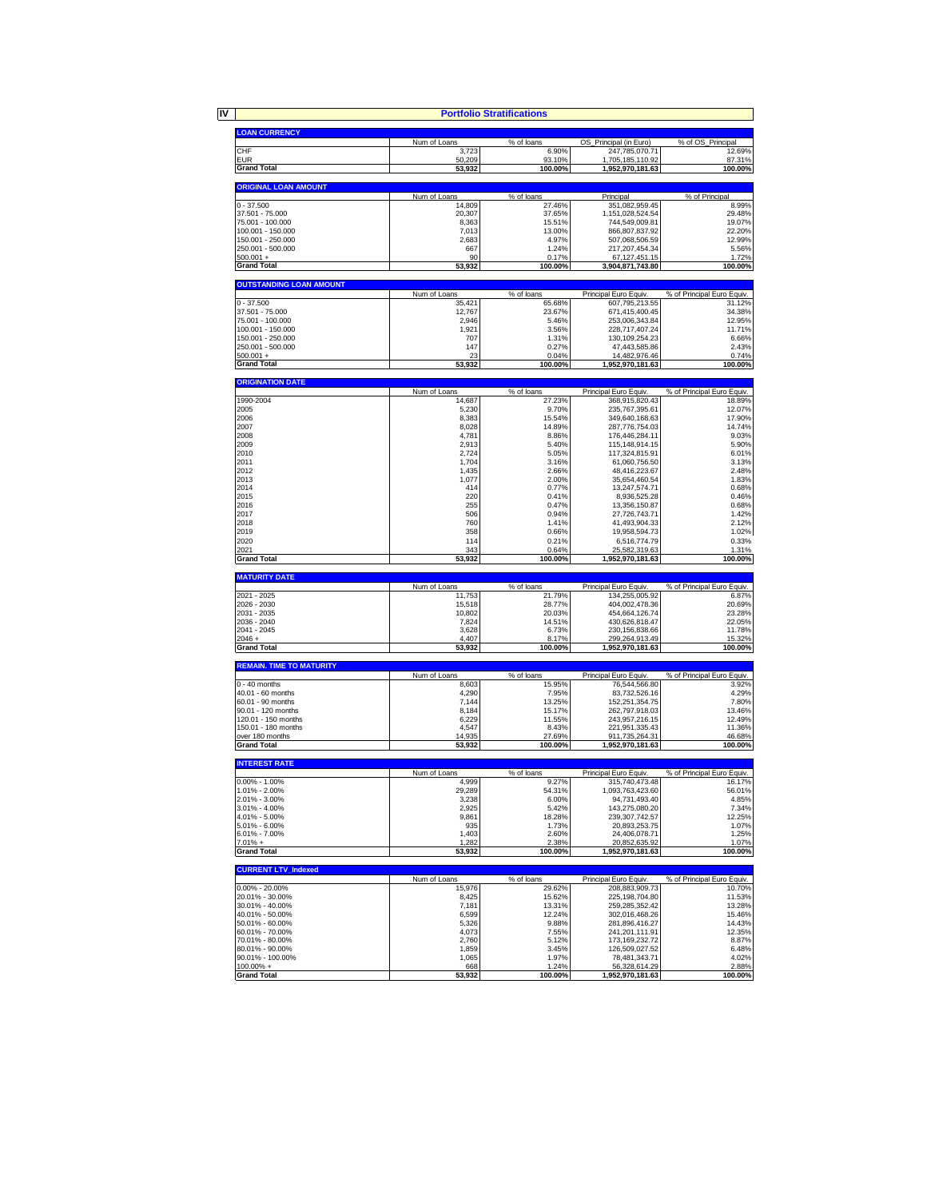# IV Portfolio Stratifications

## LOAN CURRENCY

| | Num of Loans | % of loans | OS_Principal (in Euro) | % of OS_Principal |
|---|---|---|---|---|
| CHF | 3,723 | 6.90% | 247,785,070.71 | 12.69% |
| EUR | 50,209 | 93.10% | 1,705,185,110.92 | 87.31% |
| **Grand Total** | **53,932** | **100.00%** | **1,952,970,181.63** | **100.00%** |

## ORIGINAL LOAN AMOUNT

| | Num of Loans | % of loans | Principal | % of Principal |
|---|---|---|---|---|
| 0 - 37.500 | 14,809 | 27.46% | 351,082,959.45 | 8.99% |
| 37.501 - 75.000 | 20,307 | 37.65% | 1,151,028,524.54 | 29.48% |
| 75.001 - 100.000 | 8,363 | 15.51% | 744,549,009.81 | 19.07% |
| 100.001 - 150.000 | 7,013 | 13.00% | 866,807,837.92 | 22.20% |
| 150.001 - 250.000 | 2,683 | 4.97% | 507,068,506.59 | 12.99% |
| 250.001 - 500.000 | 667 | 1.24% | 217,207,454.34 | 5.56% |
| 500.001 + | 90 | 0.17% | 67,127,451.15 | 1.72% |
| **Grand Total** | **53,932** | **100.00%** | **3,904,871,743.80** | **100.00%** |

## OUTSTANDING LOAN AMOUNT

| | Num of Loans | % of loans | Principal Euro Equiv. | % of Principal Euro Equiv. |
|---|---|---|---|---|
| 0 - 37.500 | 35,421 | 65.68% | 607,795,213.55 | 31.12% |
| 37.501 - 75.000 | 12,767 | 23.67% | 671,415,400.45 | 34.38% |
| 75.001 - 100.000 | 2,946 | 5.46% | 253,006,343.84 | 12.95% |
| 100.001 - 150.000 | 1,921 | 3.56% | 228,717,407.24 | 11.71% |
| 150.001 - 250.000 | 707 | 1.31% | 130,109,254.23 | 6.66% |
| 250.001 - 500.000 | 147 | 0.27% | 47,443,585.86 | 2.43% |
| 500.001 + | 23 | 0.04% | 14,482,976.46 | 0.74% |
| **Grand Total** | **53,932** | **100.00%** | **1,952,970,181.63** | **100.00%** |

## ORIGINATION DATE

| | Num of Loans | % of loans | Principal Euro Equiv. | % of Principal Euro Equiv. |
|---|---|---|---|---|
| 1990-2004 | 14,687 | 27.23% | 368,915,820.43 | 18.89% |
| 2005 | 5,230 | 9.70% | 235,767,395.61 | 12.07% |
| 2006 | 8,383 | 15.54% | 349,640,168.63 | 17.90% |
| 2007 | 8,028 | 14.89% | 287,776,754.03 | 14.74% |
| 2008 | 4,781 | 8.86% | 176,446,284.11 | 9.03% |
| 2009 | 2,913 | 5.40% | 115,148,914.15 | 5.90% |
| 2010 | 2,724 | 5.05% | 117,324,815.91 | 6.01% |
| 2011 | 1,704 | 3.16% | 61,060,756.50 | 3.13% |
| 2012 | 1,435 | 2.66% | 48,416,223.67 | 2.48% |
| 2013 | 1,077 | 2.00% | 35,654,460.54 | 1.83% |
| 2014 | 414 | 0.77% | 13,247,574.71 | 0.68% |
| 2015 | 220 | 0.41% | 8,936,525.28 | 0.46% |
| 2016 | 255 | 0.47% | 13,356,150.87 | 0.68% |
| 2017 | 506 | 0.94% | 27,726,743.71 | 1.42% |
| 2018 | 760 | 1.41% | 41,493,904.33 | 2.12% |
| 2019 | 358 | 0.66% | 19,958,594.73 | 1.02% |
| 2020 | 114 | 0.21% | 6,516,774.79 | 0.33% |
| 2021 | 343 | 0.64% | 25,582,319.63 | 1.31% |
| **Grand Total** | **53,932** | **100.00%** | **1,952,970,181.63** | **100.00%** |

## MATURITY DATE

| | Num of Loans | % of loans | Principal Euro Equiv. | % of Principal Euro Equiv. |
|---|---|---|---|---|
| 2021 - 2025 | 11,753 | 21.79% | 134,255,005.92 | 6.87% |
| 2026 - 2030 | 15,518 | 28.77% | 404,002,478.36 | 20.69% |
| 2031 - 2035 | 10,802 | 20.03% | 454,664,126.74 | 23.28% |
| 2036 - 2040 | 7,824 | 14.51% | 430,626,818.47 | 22.05% |
| 2041 - 2045 | 3,628 | 6.73% | 230,156,838.66 | 11.78% |
| 2046 + | 4,407 | 8.17% | 299,264,913.49 | 15.32% |
| **Grand Total** | **53,932** | **100.00%** | **1,952,970,181.63** | **100.00%** |

## REMAIN. TIME TO MATURITY

| | Num of Loans | % of loans | Principal Euro Equiv. | % of Principal Euro Equiv. |
|---|---|---|---|---|
| 0 - 40 months | 8,603 | 15.95% | 76,544,566.80 | 3.92% |
| 40.01 - 60 months | 4,290 | 7.95% | 83,732,526.16 | 4.29% |
| 60.01 - 90 months | 7,144 | 13.25% | 152,251,354.75 | 7.80% |
| 90.01 - 120 months | 8,184 | 15.17% | 262,797,918.03 | 13.46% |
| 120.01 - 150 months | 6,229 | 11.55% | 243,957,216.15 | 12.49% |
| 150.01 - 180 months | 4,547 | 8.43% | 221,951,335.43 | 11.36% |
| over 180 months | 14,935 | 27.69% | 911,735,264.31 | 46.68% |
| **Grand Total** | **53,932** | **100.00%** | **1,952,970,181.63** | **100.00%** |

## INTEREST RATE

| | Num of Loans | % of loans | Principal Euro Equiv. | % of Principal Euro Equiv. |
|---|---|---|---|---|
| 0.00% - 1.00% | 4,999 | 9.27% | 315,740,473.48 | 16.17% |
| 1.01% - 2.00% | 29,289 | 54.31% | 1,093,763,423.60 | 56.01% |
| 2.01% - 3.00% | 3,238 | 6.00% | 94,731,493.40 | 4.85% |
| 3.01% - 4.00% | 2,925 | 5.42% | 143,275,080.20 | 7.34% |
| 4.01% - 5.00% | 9,861 | 18.28% | 239,307,742.57 | 12.25% |
| 5.01% - 6.00% | 935 | 1.73% | 20,893,253.75 | 1.07% |
| 6.01% - 7.00% | 1,403 | 2.60% | 24,406,078.71 | 1.25% |
| 7.01% + | 1,282 | 2.38% | 20,852,635.92 | 1.07% |
| **Grand Total** | **53,932** | **100.00%** | **1,952,970,181.63** | **100.00%** |

## CURRENT LTV_Indexed

| | Num of Loans | % of loans | Principal Euro Equiv. | % of Principal Euro Equiv. |
|---|---|---|---|---|
| 0.00% - 20.00% | 15,976 | 29.62% | 208,883,909.73 | 10.70% |
| 20.01% - 30.00% | 8,425 | 15.62% | 225,198,704.80 | 11.53% |
| 30.01% - 40.00% | 7,181 | 13.31% | 259,285,352.42 | 13.28% |
| 40.01% - 50.00% | 6,599 | 12.24% | 302,016,468.26 | 15.46% |
| 50.01% - 60.00% | 5,326 | 9.88% | 281,896,416.27 | 14.43% |
| 60.01% - 70.00% | 4,073 | 7.55% | 241,201,111.91 | 12.35% |
| 70.01% - 80.00% | 2,760 | 5.12% | 173,169,232.72 | 8.87% |
| 80.01% - 90.00% | 1,859 | 3.45% | 126,509,027.52 | 6.48% |
| 90.01% - 100.00% | 1,065 | 1.97% | 78,481,343.71 | 4.02% |
| 100.00% + | 668 | 1.24% | 56,328,614.29 | 2.88% |
| **Grand Total** | **53,932** | **100.00%** | **1,952,970,181.63** | **100.00%** |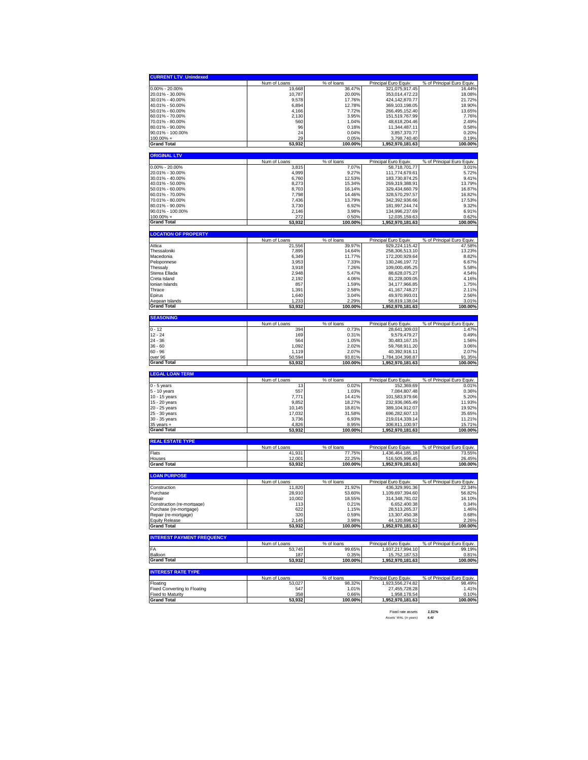## CURRENT LTV_Unindexed

| | Num of Loans | % of loans | Principal Euro Equiv. | % of Principal Euro Equiv. |
|---|---|---|---|---|
| 0.00% - 20.00% | 19,668 | 36.47% | 321,075,917.45 | 16.44% |
| 20.01% - 30.00% | 10,787 | 20.00% | 353,014,472.23 | 18.08% |
| 30.01% - 40.00% | 9,578 | 17.76% | 424,142,870.77 | 21.72% |
| 40.01% - 50.00% | 6,894 | 12.78% | 369,103,198.05 | 18.90% |
| 50.01% - 60.00% | 4,166 | 7.72% | 266,495,152.40 | 13.65% |
| 60.01% - 70.00% | 2,130 | 3.95% | 151,519,767.99 | 7.76% |
| 70.01% - 80.00% | 560 | 1.04% | 48,618,204.46 | 2.49% |
| 80.01% - 90.00% | 96 | 0.18% | 11,344,487.11 | 0.58% |
| 90.01% - 100.00% | 24 | 0.04% | 3,857,370.77 | 0.20% |
| 100.00% + | 29 | 0.05% | 3,798,740.40 | 0.19% |
| **Grand Total** | **53,932** | **100.00%** | **1,952,970,181.63** | **100.00%** |

## ORIGINAL LTV

| | Num of Loans | % of loans | Principal Euro Equiv. | % of Principal Euro Equiv. |
|---|---|---|---|---|
| 0.00% - 20.00% | 3,815 | 7.07% | 58,718,701.77 | 3.01% |
| 20.01% - 30.00% | 4,999 | 9.27% | 111,774,679.61 | 5.72% |
| 30.01% - 40.00% | 6,760 | 12.53% | 183,730,874.25 | 9.41% |
| 40.01% - 50.00% | 8,273 | 15.34% | 269,319,388.91 | 13.79% |
| 50.01% - 60.00% | 8,703 | 16.14% | 329,434,660.79 | 16.87% |
| 60.01% - 70.00% | 7,798 | 14.46% | 328,570,297.57 | 16.82% |
| 70.01% - 80.00% | 7,436 | 13.79% | 342,392,936.66 | 17.53% |
| 80.01% - 90.00% | 3,730 | 6.92% | 181,997,244.74 | 9.32% |
| 90.01% - 100.00% | 2,146 | 3.98% | 134,996,237.69 | 6.91% |
| 100.00% + | 272 | 0.50% | 12,035,159.63 | 0.62% |
| **Grand Total** | **53,932** | **100.00%** | **1,952,970,181.63** | **100.00%** |

## LOCATION OF PROPERTY

| | Num of Loans | % of loans | Principal Euro Equiv. | % of Principal Euro Equiv. |
|---|---|---|---|---|
| Attica | 21,556 | 39.97% | 929,224,115.42 | 47.58% |
| Thessaloniki | 7,895 | 14.64% | 258,306,513.10 | 13.23% |
| Macedonia | 6,349 | 11.77% | 172,200,929.64 | 8.82% |
| Peloponnese | 3,953 | 7.33% | 130,246,197.72 | 6.67% |
| Thessaly | 3,918 | 7.26% | 109,000,495.25 | 5.58% |
| Sterea Ellada | 2,948 | 5.47% | 88,628,075.27 | 4.54% |
| Creta Island | 2,192 | 4.06% | 81,228,009.05 | 4.16% |
| Ionian Islands | 857 | 1.59% | 34,177,966.85 | 1.75% |
| Thrace | 1,391 | 2.58% | 41,167,748.27 | 2.11% |
| Epirus | 1,640 | 3.04% | 49,970,993.01 | 2.56% |
| Aegean Islands | 1,233 | 2.29% | 58,819,138.04 | 3.01% |
| **Grand Total** | **53,932** | **100.00%** | **1,952,970,181.63** | **100.00%** |

## SEASONING

| | Num of Loans | % of loans | Principal Euro Equiv. | % of Principal Euro Equiv. |
|---|---|---|---|---|
| 0 - 12 | 394 | 0.73% | 28,641,309.03 | 1.47% |
| 12 - 24 | 169 | 0.31% | 9,579,479.27 | 0.49% |
| 24 - 36 | 564 | 1.05% | 30,483,167.15 | 1.56% |
| 36 - 60 | 1,092 | 2.02% | 59,768,911.20 | 3.06% |
| 60 - 96 | 1,119 | 2.07% | 40,392,916.11 | 2.07% |
| over 96 | 50,594 | 93.81% | 1,784,104,398.87 | 91.35% |
| **Grand Total** | **53,932** | **100.00%** | **1,952,970,181.63** | **100.00%** |

## LEGAL LOAN TERM

| | Num of Loans | % of loans | Principal Euro Equiv. | % of Principal Euro Equiv. |
|---|---|---|---|---|
| 0 - 5 years | 13 | 0.02% | 152,369.69 | 0.01% |
| 5 - 10 years | 557 | 1.03% | 7,084,807.48 | 0.36% |
| 10 - 15 years | 7,771 | 14.41% | 101,583,979.66 | 5.20% |
| 15 - 20 years | 9,852 | 18.27% | 232,936,065.49 | 11.93% |
| 20 - 25 years | 10,145 | 18.81% | 389,104,912.07 | 19.92% |
| 25 - 30 years | 17,032 | 31.58% | 696,282,607.13 | 35.65% |
| 30 - 35 years | 3,736 | 6.93% | 219,014,339.14 | 11.21% |
| 35 years + | 4,826 | 8.95% | 306,811,100.97 | 15.71% |
| **Grand Total** | **53,932** | **100.00%** | **1,952,970,181.63** | **100.00%** |

## REAL ESTATE TYPE

| | Num of Loans | % of loans | Principal Euro Equiv. | % of Principal Euro Equiv. |
|---|---|---|---|---|
| Flats | 41,931 | 77.75% | 1,436,464,185.18 | 73.55% |
| Houses | 12,001 | 22.25% | 516,505,996.45 | 26.45% |
| **Grand Total** | **53,932** | **100.00%** | **1,952,970,181.63** | **100.00%** |

## LOAN PURPOSE

| | Num of Loans | % of loans | Principal Euro Equiv. | % of Principal Euro Equiv. |
|---|---|---|---|---|
| Construction | 11,820 | 21.92% | 436,329,991.36 | 22.34% |
| Purchase | 28,910 | 53.60% | 1,109,697,394.60 | 56.82% |
| Repair | 10,002 | 18.55% | 314,348,781.02 | 16.10% |
| Construction (re-mortgage) | 113 | 0.21% | 6,652,400.38 | 0.34% |
| Purchase (re-mortgage) | 622 | 1.15% | 28,513,265.37 | 1.46% |
| Repair (re-mortgage) | 320 | 0.59% | 13,307,450.38 | 0.68% |
| Equity Release | 2,145 | 3.98% | 44,120,898.52 | 2.26% |
| **Grand Total** | **53,932** | **100.00%** | **1,952,970,181.63** | **100.00%** |

## INTEREST PAYMENT FREQUENCY

| | Num of Loans | % of loans | Principal Euro Equiv. | % of Principal Euro Equiv. |
|---|---|---|---|---|
| FA | 53,745 | 99.65% | 1,937,217,994.10 | 99.19% |
| Balloon | 187 | 0.35% | 15,752,187.53 | 0.81% |
| **Grand Total** | **53,932** | **100.00%** | **1,952,970,181.63** | **100.00%** |

## INTEREST RATE TYPE

| | Num of Loans | % of loans | Principal Euro Equiv. | % of Principal Euro Equiv. |
|---|---|---|---|---|
| Floating | 53,027 | 98.32% | 1,923,556,274.82 | 98.49% |
| Fixed Converting to Floating | 547 | 1.01% | 27,455,728.28 | 1.41% |
| Fixed to Maturity | 358 | 0.66% | 1,958,178.54 | 0.10% |
| **Grand Total** | **53,932** | **100.00%** | **1,952,970,181.63** | **100.00%** |

| | |
|---|---|
| Fixed rate assets | *1.51%* |
| Assets' WAL (in years) | *6.42* |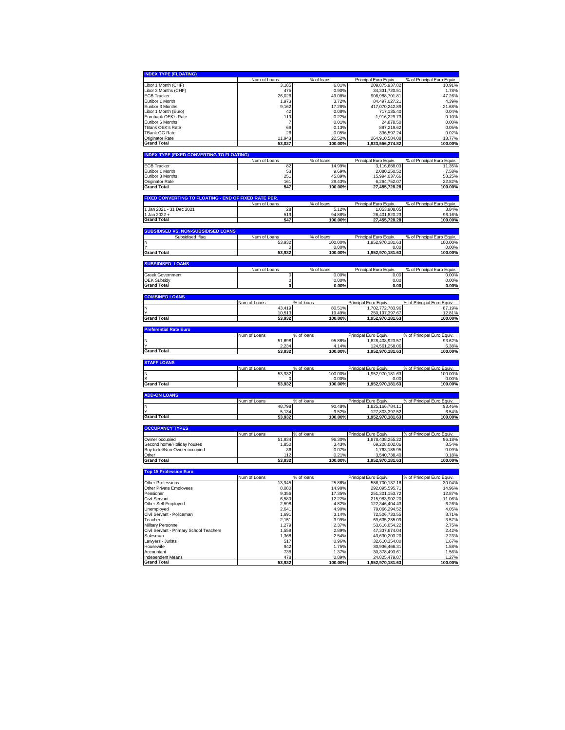## INDEX TYPE (FLOATING)

| | Num of Loans | % of loans | Principal Euro Equiv. | % of Principal Euro Equiv. |
|---|---|---|---|---|
| Libor 1 Month (CHF) | 3,185 | 6.01% | 209,875,937.82 | 10.91% |
| Libor 3 Months (CHF) | 475 | 0.90% | 34,331,720.51 | 1.78% |
| ECB Tracker | 26,026 | 49.08% | 908,988,701.81 | 47.26% |
| Euribor 1 Month | 1,973 | 3.72% | 84,497,027.21 | 4.39% |
| Euribor 3 Months | 9,162 | 17.28% | 417,070,242.89 | 21.68% |
| Libor 1 Month (Euro) | 42 | 0.08% | 717,135.40 | 0.04% |
| Eurobank OEK's Rate | 119 | 0.22% | 1,916,229.73 | 0.10% |
| Euribor 6 Months | 7 | 0.01% | 24,878.50 | 0.00% |
| TBank OEK's Rate | 69 | 0.13% | 887,219.62 | 0.05% |
| TBank GG Rate | 26 | 0.05% | 336,597.24 | 0.02% |
| Originator Rate | 11,943 | 22.52% | 264,910,584.08 | 13.77% |
| **Grand Total** | **53,027** | **100.00%** | **1,923,556,274.82** | **100.00%** |

## INDEX TYPE (FIXED CONVERTING TO FLOATING)

| | Num of Loans | % of loans | Principal Euro Equiv. | % of Principal Euro Equiv. |
|---|---|---|---|---|
| ECB Tracker | 82 | 14.99% | 3,116,688.03 | 11.35% |
| Euribor 1 Month | 53 | 9.69% | 2,080,250.52 | 7.58% |
| Euribor 3 Months | 251 | 45.89% | 15,994,037.66 | 58.25% |
| Originator Rate | 161 | 29.43% | 6,264,752.07 | 22.82% |
| **Grand Total** | **547** | **100.00%** | **27,455,728.28** | **100.00%** |

## FIXED CONVERTING TO FLOATING - END OF FIXED RATE PER.

| | Num of Loans | % of loans | Principal Euro Equiv. | % of Principal Euro Equiv. |
|---|---|---|---|---|
| 1 Jan 2021 - 31 Dec 2021 | 28 | 5.12% | 1,053,908.05 | 3.84% |
| 1 Jan 2022 + | 519 | 94.88% | 26,401,820.23 | 96.16% |
| **Grand Total** | **547** | **100.00%** | **27,455,728.28** | **100.00%** |

## SUBSIDISED VS. NON-SUBSIDISED LOANS

| Subsidised_flag | Num of Loans | % of loans | Principal Euro Equiv. | % of Principal Euro Equiv. |
|---|---|---|---|---|
| N | 53,932 | 100.00% | 1,952,970,181.63 | 100.00% |
| Y | 0 | 0.00% | 0.00 | 0.00% |
| **Grand Total** | **53,932** | **100.00%** | **1,952,970,181.63** | **100.00%** |

## SUBSIDISED LOANS

| | Num of Loans | % of loans | Principal Euro Equiv. | % of Principal Euro Equiv. |
|---|---|---|---|---|
| Greek Government | 0 | 0.00% | 0.00 | 0.00% |
| OEK Subsidy | 0 | 0.00% | 0.00 | 0.00% |
| **Grand Total** | **0** | **0.00%** | **0.00** | **0.00%** |

## COMBINED LOANS

| | Num of Loans | % of loans | Principal Euro Equiv. | % of Principal Euro Equiv. |
|---|---|---|---|---|
| N | 43,419 | 80.51% | 1,702,772,783.96 | 87.19% |
| Y | 10,513 | 19.49% | 250,197,397.67 | 12.81% |
| **Grand Total** | **53,932** | **100.00%** | **1,952,970,181.63** | **100.00%** |

## Preferential Rate Euro

| | Num of Loans | % of loans | Principal Euro Equiv. | % of Principal Euro Equiv. |
|---|---|---|---|---|
| N | 51,698 | 95.86% | 1,828,408,923.57 | 93.62% |
| Y | 2,234 | 4.14% | 124,561,258.06 | 6.38% |
| **Grand Total** | **53,932** | **100.00%** | **1,952,970,181.63** | **100.00%** |

## STAFF LOANS

| | Num of Loans | % of loans | Principal Euro Equiv. | % of Principal Euro Equiv. |
|---|---|---|---|---|
| N | 53,932 | 100.00% | 1,952,970,181.63 | 100.00% |
| S | 0 | 0.00% | 0.00 | 0.00% |
| **Grand Total** | **53,932** | **100.00%** | **1,952,970,181.63** | **100.00%** |

## ADD-ON LOANS

| | Num of Loans | % of loans | Principal Euro Equiv. | % of Principal Euro Equiv. |
|---|---|---|---|---|
| N | 48,798 | 90.48% | 1,825,166,784.11 | 93.46% |
| Y | 5,134 | 9.52% | 127,803,397.52 | 6.54% |
| **Grand Total** | **53,932** | **100.00%** | **1,952,970,181.63** | **100.00%** |

## OCCUPANCY TYPES

| | Num of Loans | % of loans | Principal Euro Equiv. | % of Principal Euro Equiv. |
|---|---|---|---|---|
| Owner occupied | 51,934 | 96.30% | 1,878,438,255.22 | 96.18% |
| Second home/Holiday houses | 1,850 | 3.43% | 69,228,002.06 | 3.54% |
| Buy-to-let/Non-Owner occupied | 36 | 0.07% | 1,763,185.95 | 0.09% |
| Other | 112 | 0.21% | 3,540,738.40 | 0.18% |
| **Grand Total** | **53,932** | **100.00%** | **1,952,970,181.63** | **100.00%** |

## Top 15 Profession Euro

| | Num of Loans | % of loans | Principal Euro Equiv. | % of Principal Euro Equiv. |
|---|---|---|---|---|
| Other Professions | 13,945 | 25.86% | 586,700,137.16 | 30.04% |
| Other Private Employees | 8,080 | 14.98% | 292,095,595.71 | 14.96% |
| Pensioner | 9,356 | 17.35% | 251,301,153.72 | 12.87% |
| Civil Servant | 6,589 | 12.22% | 215,983,902.20 | 11.06% |
| Other Self Employed | 2,598 | 4.82% | 122,346,404.43 | 6.26% |
| Unemployed | 2,641 | 4.90% | 79,066,294.52 | 4.05% |
| Civil Servant - Policeman | 1,691 | 3.14% | 72,506,733.55 | 3.71% |
| Teacher | 2,151 | 3.99% | 69,635,235.09 | 3.57% |
| Military Personnel | 1,279 | 2.37% | 53,616,054.22 | 2.75% |
| Civil Servant - Primary School Teachers | 1,559 | 2.89% | 47,337,674.04 | 2.42% |
| Salesman | 1,368 | 2.54% | 43,630,203.20 | 2.23% |
| Lawyers - Jurists | 517 | 0.96% | 32,610,354.00 | 1.67% |
| Housewife | 942 | 1.75% | 30,936,466.31 | 1.58% |
| Accountant | 738 | 1.37% | 30,378,493.61 | 1.56% |
| Independent Means | 478 | 0.89% | 24,825,479.87 | 1.27% |
| **Grand Total** | **53,932** | **100.00%** | **1,952,970,181.63** | **100.00%** |